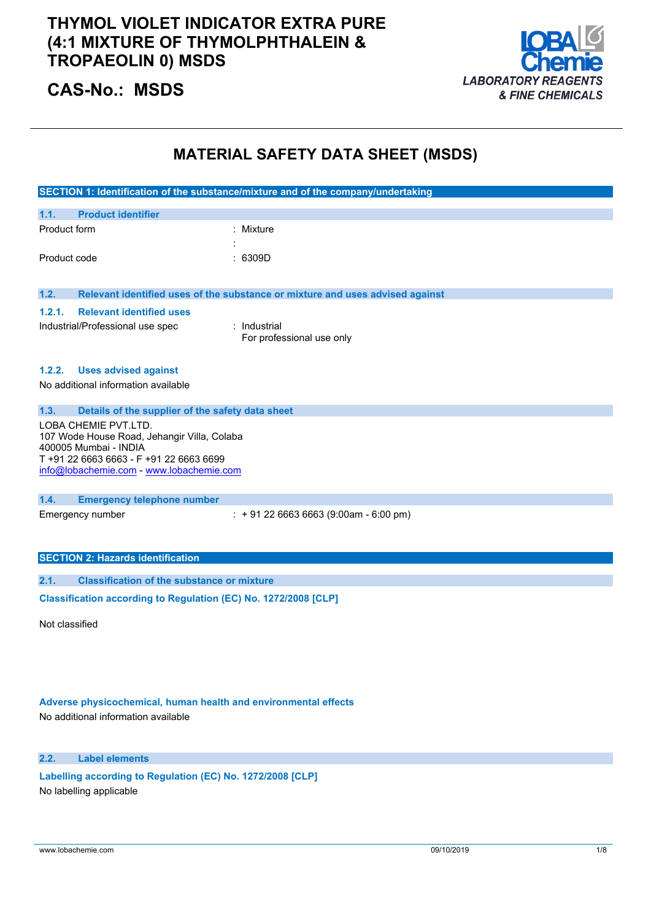# THYMOL VIOLET INDICATOR EXTRA PURE (4:1 MIXTURE OF THYMOLPHTHALEIN & TROPAEOLIN 0) MSDS

## CAS-No.: MSDS

LOBA Chemie
*LABORATORY REAGENTS & FINE CHEMICALS*

# MATERIAL SAFETY DATA SHEET (MSDS)

## SECTION 1: Identification of the substance/mixture and of the company/undertaking

### 1.1. Product identifier

| | |
|---|---|
| Product form | : Mixture |
| | : |
| Product code | : 6309D |

### 1.2. Relevant identified uses of the substance or mixture and uses advised against

#### 1.2.1. Relevant identified uses

| | |
|---|---|
| Industrial/Professional use spec | : Industrial<br>For professional use only |

#### 1.2.2. Uses advised against

No additional information available

### 1.3. Details of the supplier of the safety data sheet

LOBA CHEMIE PVT.LTD.
107 Wode House Road, Jehangir Villa, Colaba
400005 Mumbai - INDIA
T +91 22 6663 6663 - F +91 22 6663 6699
info@lobachemie.com - www.lobachemie.com

### 1.4. Emergency telephone number

| | |
|---|---|
| Emergency number | : + 91 22 6663 6663 (9:00am - 6:00 pm) |

## SECTION 2: Hazards identification

### 2.1. Classification of the substance or mixture

**Classification according to Regulation (EC) No. 1272/2008 [CLP]**

Not classified

**Adverse physicochemical, human health and environmental effects**

No additional information available

### 2.2. Label elements

**Labelling according to Regulation (EC) No. 1272/2008 [CLP]**

No labelling applicable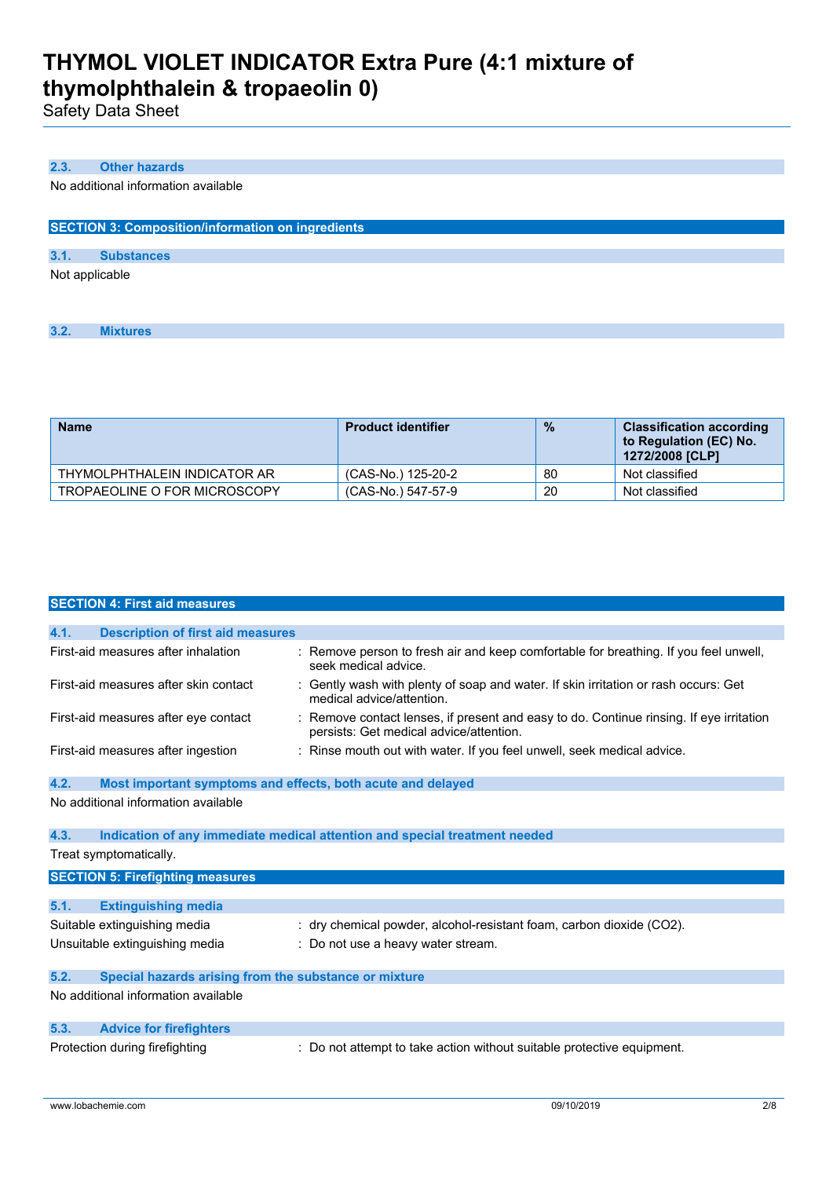### 2.3. Other hazards

No additional information available

## SECTION 3: Composition/information on ingredients

### 3.1. Substances

Not applicable

### 3.2. Mixtures

| Name | Product identifier | % | Classification according to Regulation (EC) No. 1272/2008 [CLP] |
|---|---|---|---|
| THYMOLPHTHALEIN INDICATOR AR | (CAS-No.) 125-20-2 | 80 | Not classified |
| TROPAEOLINE O FOR MICROSCOPY | (CAS-No.) 547-57-9 | 20 | Not classified |

## SECTION 4: First aid measures

### 4.1. Description of first aid measures

First-aid measures after inhalation : Remove person to fresh air and keep comfortable for breathing. If you feel unwell, seek medical advice.

First-aid measures after skin contact : Gently wash with plenty of soap and water. If skin irritation or rash occurs: Get medical advice/attention.

First-aid measures after eye contact : Remove contact lenses, if present and easy to do. Continue rinsing. If eye irritation persists: Get medical advice/attention.

First-aid measures after ingestion : Rinse mouth out with water. If you feel unwell, seek medical advice.

### 4.2. Most important symptoms and effects, both acute and delayed

No additional information available

### 4.3. Indication of any immediate medical attention and special treatment needed

Treat symptomatically.

## SECTION 5: Firefighting measures

### 5.1. Extinguishing media

Suitable extinguishing media : dry chemical powder, alcohol-resistant foam, carbon dioxide ($CO_2$).

Unsuitable extinguishing media : Do not use a heavy water stream.

### 5.2. Special hazards arising from the substance or mixture

No additional information available

### 5.3. Advice for firefighters

Protection during firefighting : Do not attempt to take action without suitable protective equipment.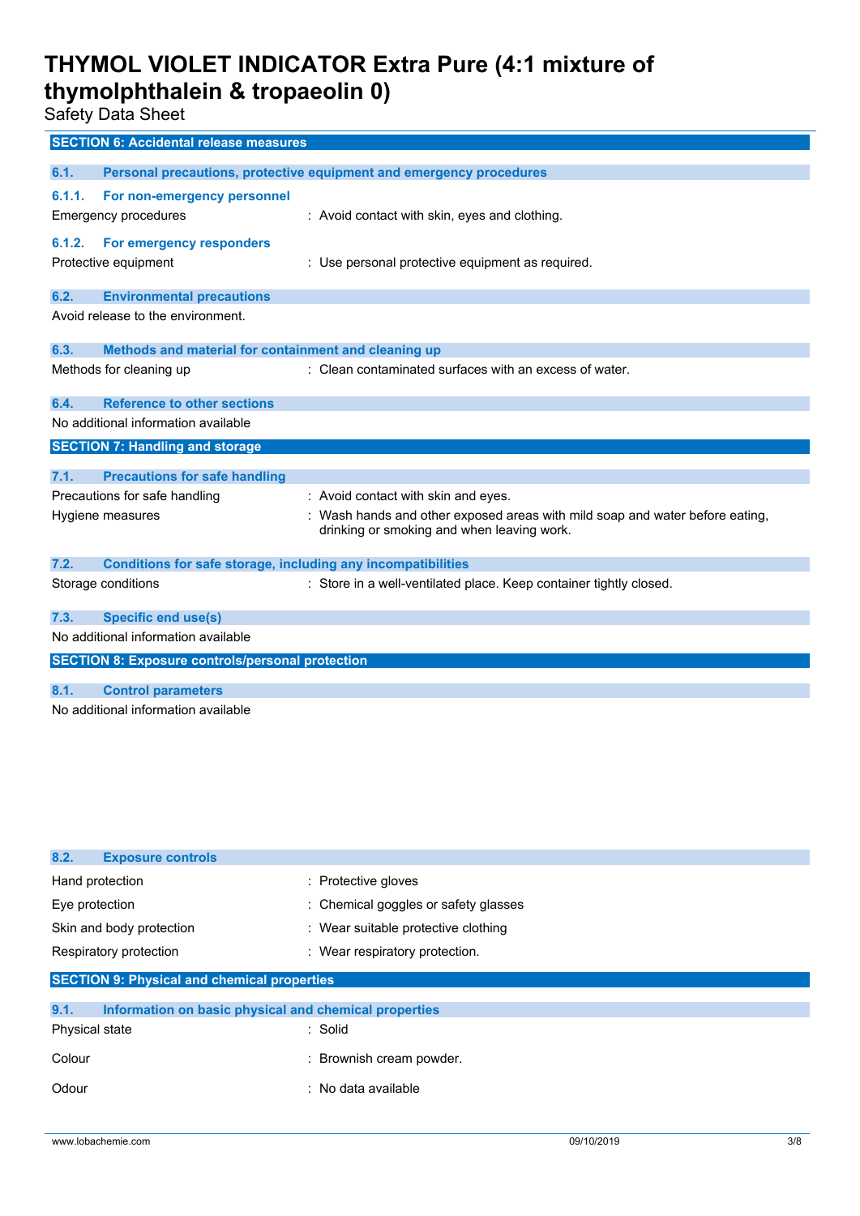## SECTION 6: Accidental release measures

### 6.1. Personal precautions, protective equipment and emergency procedures

#### 6.1.1. For non-emergency personnel

Emergency procedures : Avoid contact with skin, eyes and clothing.

#### 6.1.2. For emergency responders

Protective equipment : Use personal protective equipment as required.

### 6.2. Environmental precautions

Avoid release to the environment.

### 6.3. Methods and material for containment and cleaning up

Methods for cleaning up : Clean contaminated surfaces with an excess of water.

### 6.4. Reference to other sections

No additional information available

## SECTION 7: Handling and storage

### 7.1. Precautions for safe handling

Precautions for safe handling : Avoid contact with skin and eyes.

Hygiene measures : Wash hands and other exposed areas with mild soap and water before eating, drinking or smoking and when leaving work.

### 7.2. Conditions for safe storage, including any incompatibilities

Storage conditions : Store in a well-ventilated place. Keep container tightly closed.

### 7.3. Specific end use(s)

No additional information available

## SECTION 8: Exposure controls/personal protection

### 8.1. Control parameters

No additional information available

### 8.2. Exposure controls

Hand protection : Protective gloves

Eye protection : Chemical goggles or safety glasses

Skin and body protection : Wear suitable protective clothing

Respiratory protection : Wear respiratory protection.

## SECTION 9: Physical and chemical properties

### 9.1. Information on basic physical and chemical properties

Physical state : Solid

Colour : Brownish cream powder.

Odour : No data available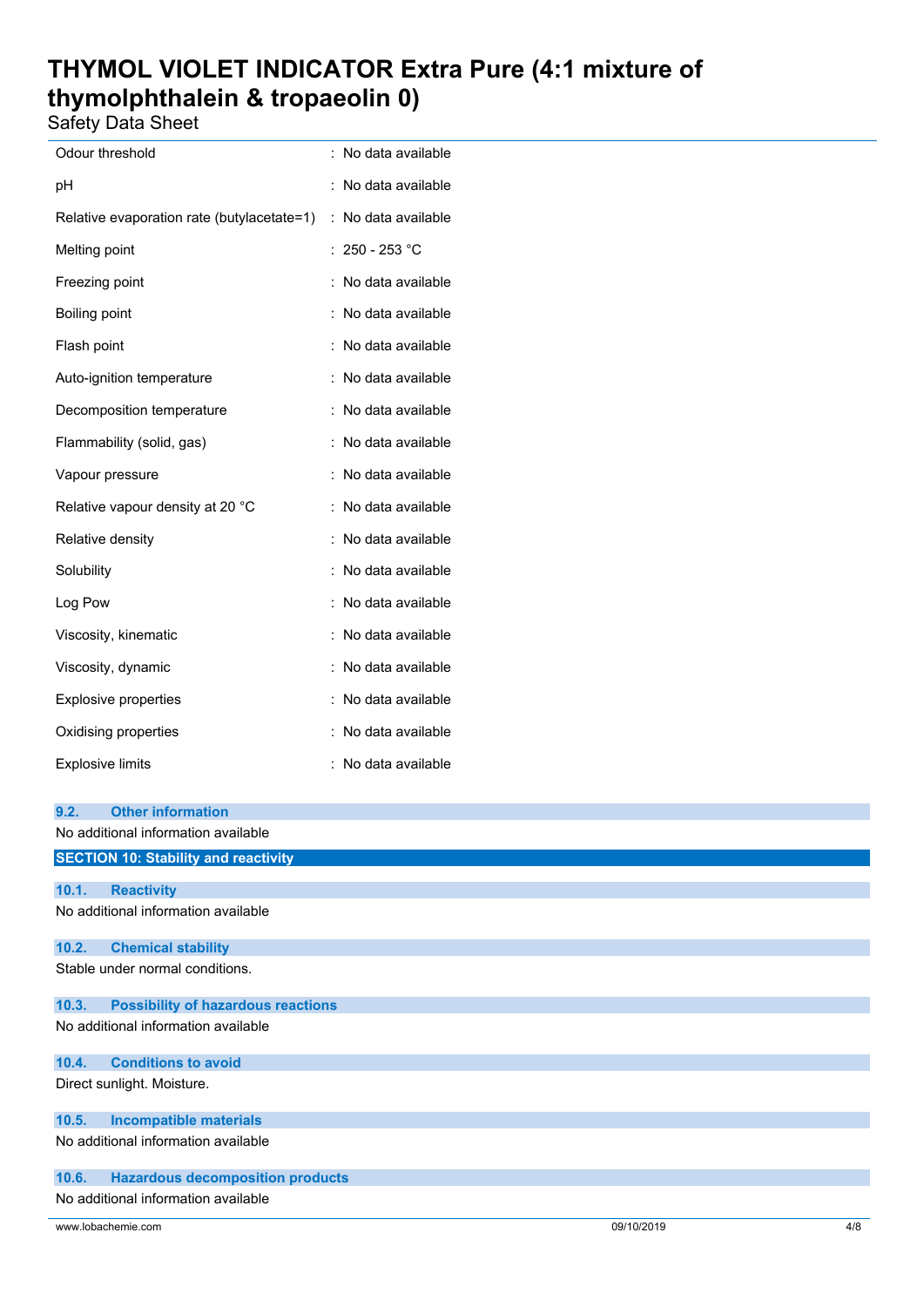| | |
|---|---|
| Odour threshold | : No data available |
| pH | : No data available |
| Relative evaporation rate (butylacetate=1) | : No data available |
| Melting point | : 250 - 253 °C |
| Freezing point | : No data available |
| Boiling point | : No data available |
| Flash point | : No data available |
| Auto-ignition temperature | : No data available |
| Decomposition temperature | : No data available |
| Flammability (solid, gas) | : No data available |
| Vapour pressure | : No data available |
| Relative vapour density at 20 °C | : No data available |
| Relative density | : No data available |
| Solubility | : No data available |
| Log Pow | : No data available |
| Viscosity, kinematic | : No data available |
| Viscosity, dynamic | : No data available |
| Explosive properties | : No data available |
| Oxidising properties | : No data available |
| Explosive limits | : No data available |

### 9.2. Other information

No additional information available

## SECTION 10: Stability and reactivity

### 10.1. Reactivity

No additional information available

### 10.2. Chemical stability

Stable under normal conditions.

### 10.3. Possibility of hazardous reactions

No additional information available

### 10.4. Conditions to avoid

Direct sunlight. Moisture.

### 10.5. Incompatible materials

No additional information available

### 10.6. Hazardous decomposition products

No additional information available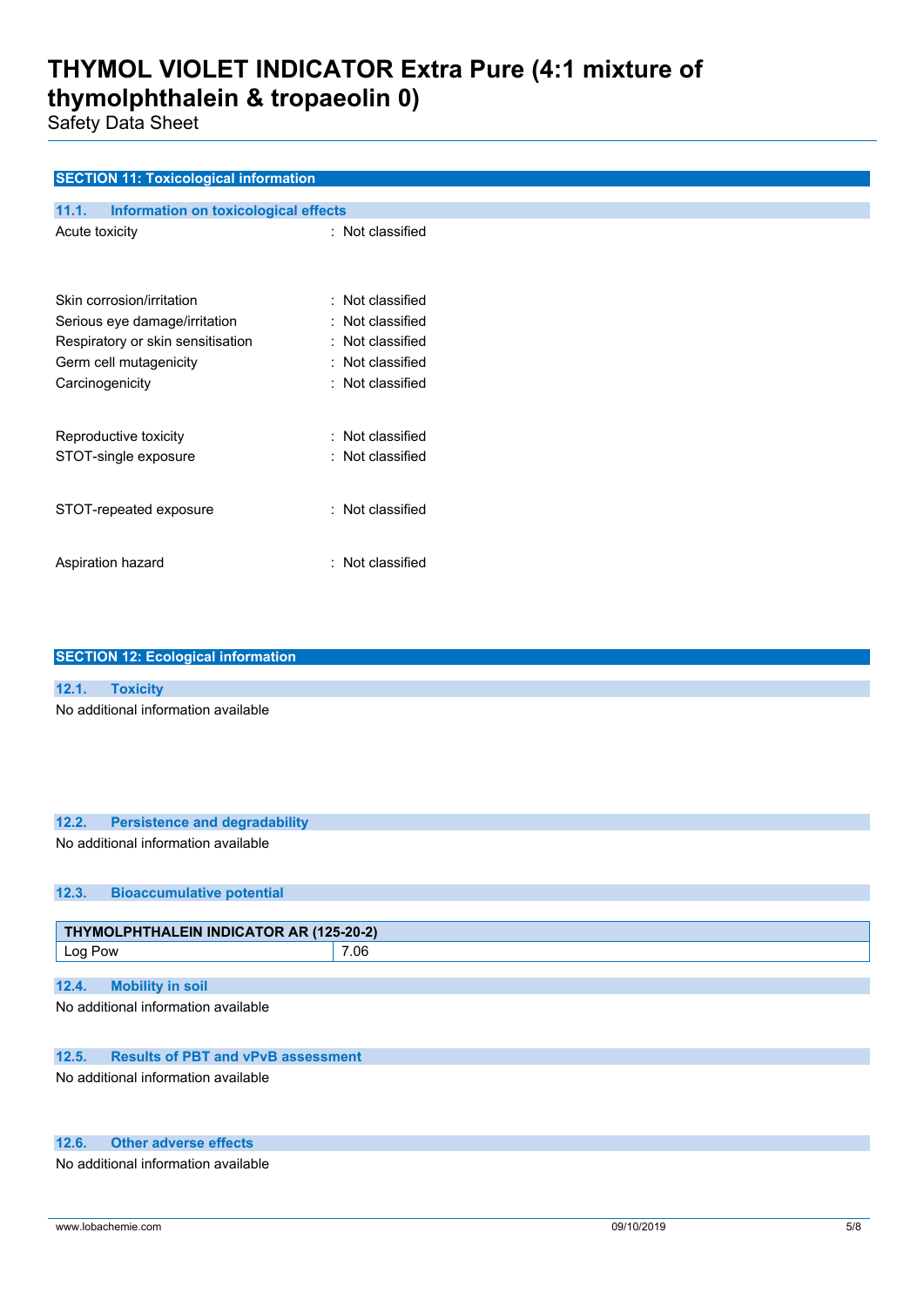## SECTION 11: Toxicological information

### 11.1. Information on toxicological effects

Acute toxicity : Not classified

Skin corrosion/irritation : Not classified

Serious eye damage/irritation : Not classified

Respiratory or skin sensitisation : Not classified

Germ cell mutagenicity : Not classified

Carcinogenicity : Not classified

Reproductive toxicity : Not classified

STOT-single exposure : Not classified

STOT-repeated exposure : Not classified

Aspiration hazard : Not classified

## SECTION 12: Ecological information

### 12.1. Toxicity

No additional information available

### 12.2. Persistence and degradability

No additional information available

### 12.3. Bioaccumulative potential

| THYMOLPHTHALEIN INDICATOR AR (125-20-2) | |
|---|---|
| Log Pow | 7.06 |

### 12.4. Mobility in soil

No additional information available

### 12.5. Results of PBT and vPvB assessment

No additional information available

### 12.6. Other adverse effects

No additional information available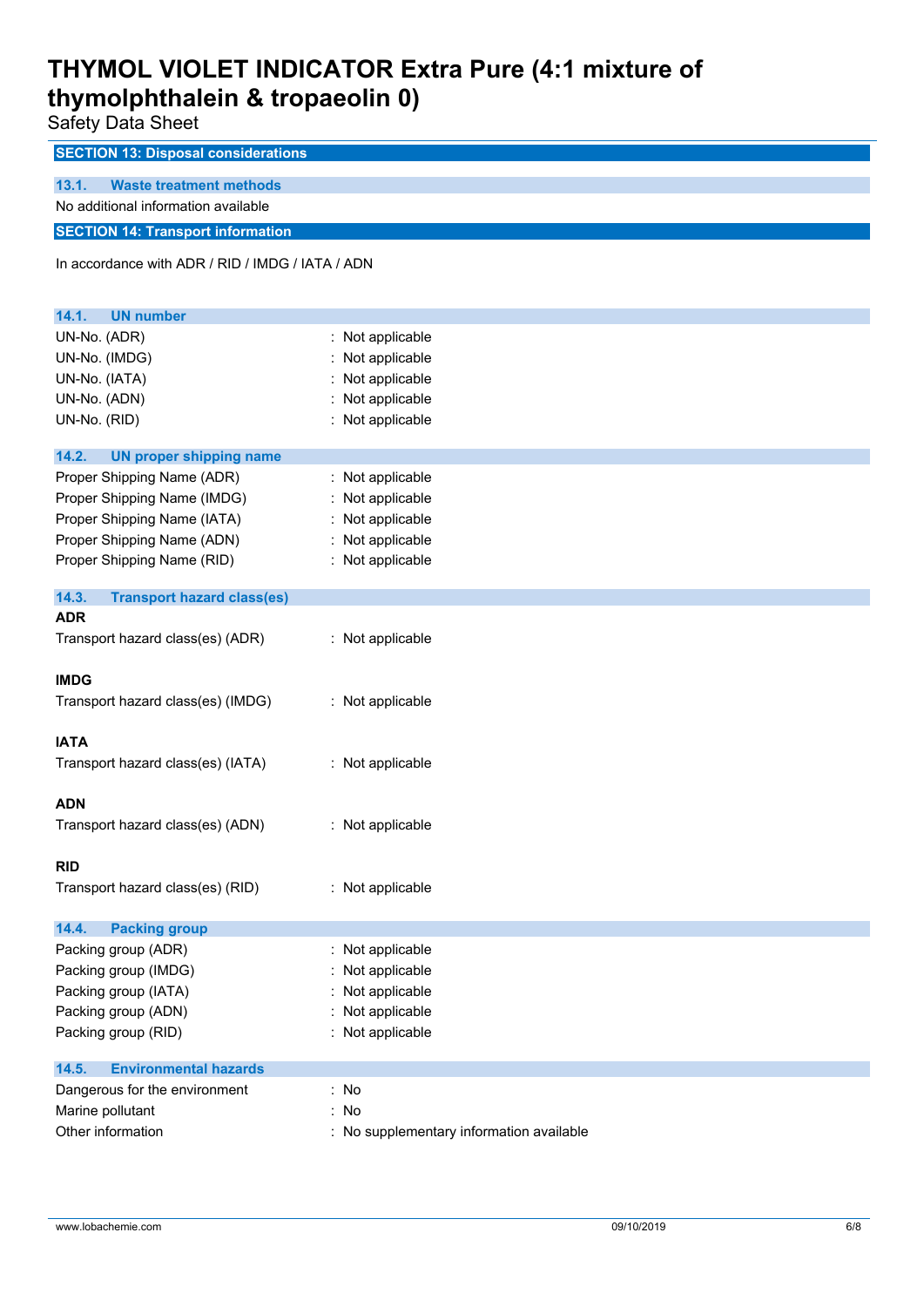## SECTION 13: Disposal considerations

### 13.1. Waste treatment methods

No additional information available

## SECTION 14: Transport information

In accordance with ADR / RID / IMDG / IATA / ADN

### 14.1. UN number

UN-No. (ADR) : Not applicable
UN-No. (IMDG) : Not applicable
UN-No. (IATA) : Not applicable
UN-No. (ADN) : Not applicable
UN-No. (RID) : Not applicable

### 14.2. UN proper shipping name

Proper Shipping Name (ADR) : Not applicable
Proper Shipping Name (IMDG) : Not applicable
Proper Shipping Name (IATA) : Not applicable
Proper Shipping Name (ADN) : Not applicable
Proper Shipping Name (RID) : Not applicable

### 14.3. Transport hazard class(es)

**ADR**

Transport hazard class(es) (ADR) : Not applicable

**IMDG**

Transport hazard class(es) (IMDG) : Not applicable

**IATA**

Transport hazard class(es) (IATA) : Not applicable

**ADN**

Transport hazard class(es) (ADN) : Not applicable

**RID**

Transport hazard class(es) (RID) : Not applicable

### 14.4. Packing group

Packing group (ADR) : Not applicable
Packing group (IMDG) : Not applicable
Packing group (IATA) : Not applicable
Packing group (ADN) : Not applicable
Packing group (RID) : Not applicable

### 14.5. Environmental hazards

Dangerous for the environment : No
Marine pollutant : No
Other information : No supplementary information available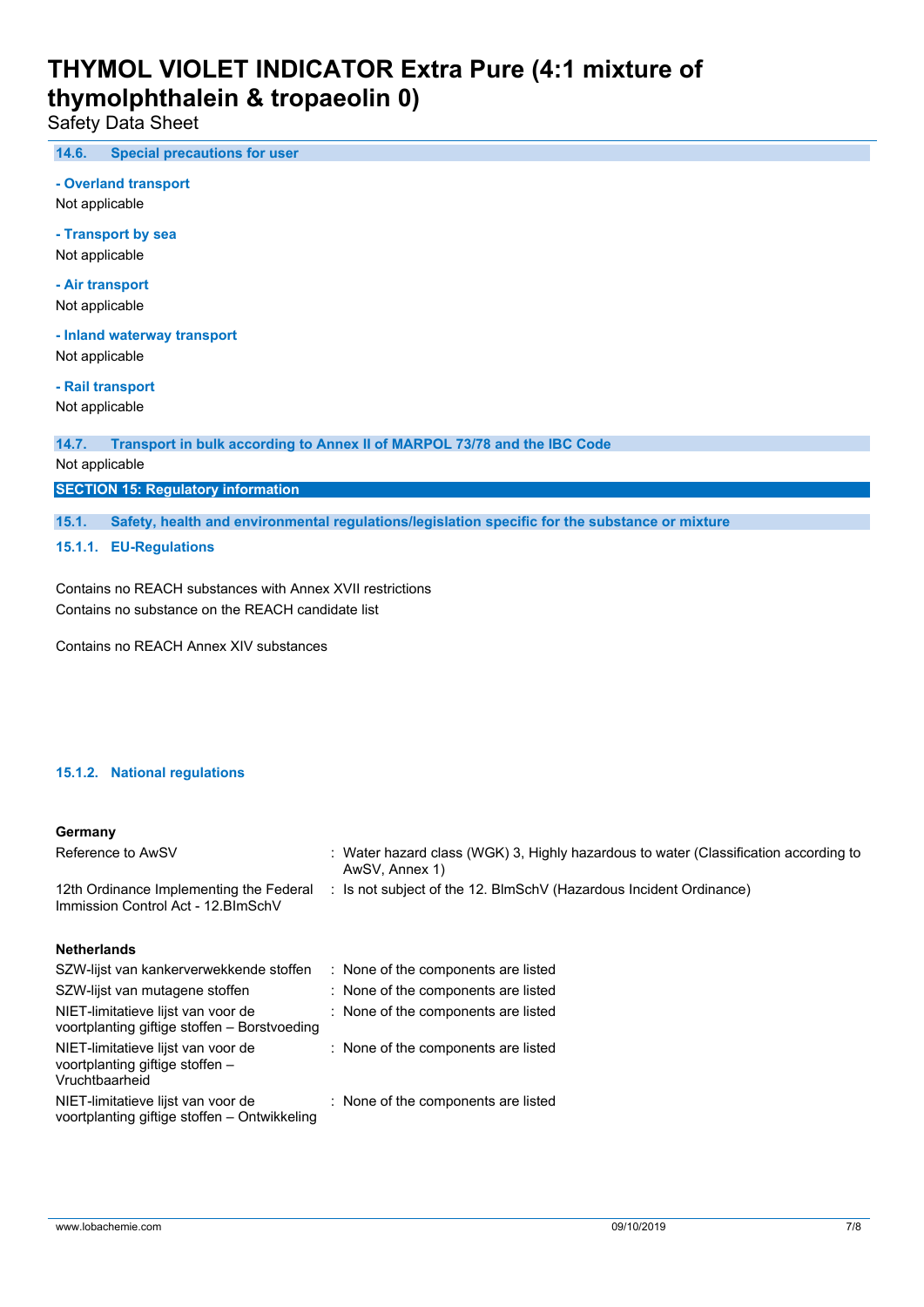### 14.6. Special precautions for user

**- Overland transport**

Not applicable

**- Transport by sea**

Not applicable

**- Air transport**

Not applicable

**- Inland waterway transport**

Not applicable

**- Rail transport**

Not applicable

### 14.7. Transport in bulk according to Annex II of MARPOL 73/78 and the IBC Code

Not applicable

## SECTION 15: Regulatory information

### 15.1. Safety, health and environmental regulations/legislation specific for the substance or mixture

#### 15.1.1. EU-Regulations

Contains no REACH substances with Annex XVII restrictions
Contains no substance on the REACH candidate list

Contains no REACH Annex XIV substances

#### 15.1.2. National regulations

**Germany**

| | |
|---|---|
| Reference to AwSV | : Water hazard class (WGK) 3, Highly hazardous to water (Classification according to AwSV, Annex 1) |
| 12th Ordinance Implementing the Federal Immission Control Act - 12.BImSchV | : Is not subject of the 12. BlmSchV (Hazardous Incident Ordinance) |

**Netherlands**

| | |
|---|---|
| SZW-lijst van kankerverwekkende stoffen | : None of the components are listed |
| SZW-lijst van mutagene stoffen | : None of the components are listed |
| NIET-limitatieve lijst van voor de voortplanting giftige stoffen – Borstvoeding | : None of the components are listed |
| NIET-limitatieve lijst van voor de voortplanting giftige stoffen – Vruchtbaarheid | : None of the components are listed |
| NIET-limitatieve lijst van voor de voortplanting giftige stoffen – Ontwikkeling | : None of the components are listed |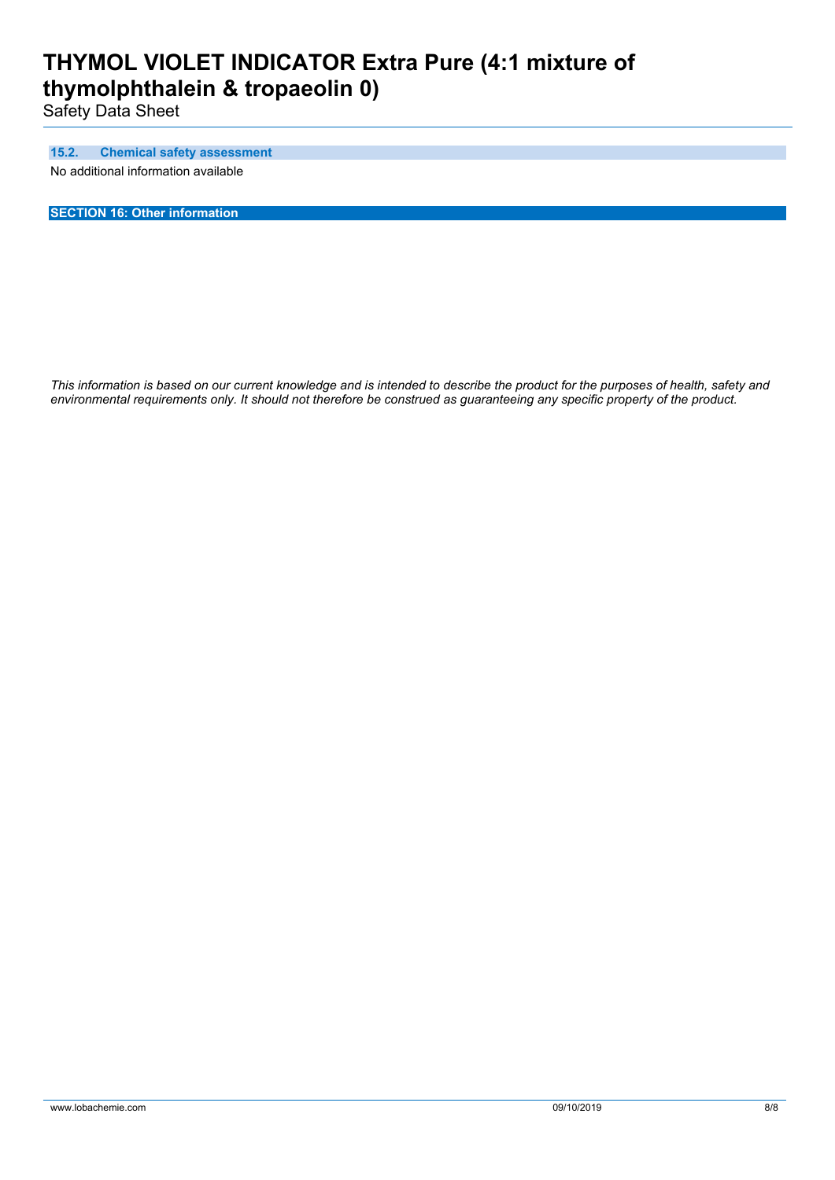### 15.2. Chemical safety assessment

No additional information available

## SECTION 16: Other information

*This information is based on our current knowledge and is intended to describe the product for the purposes of health, safety and environmental requirements only. It should not therefore be construed as guaranteeing any specific property of the product.*